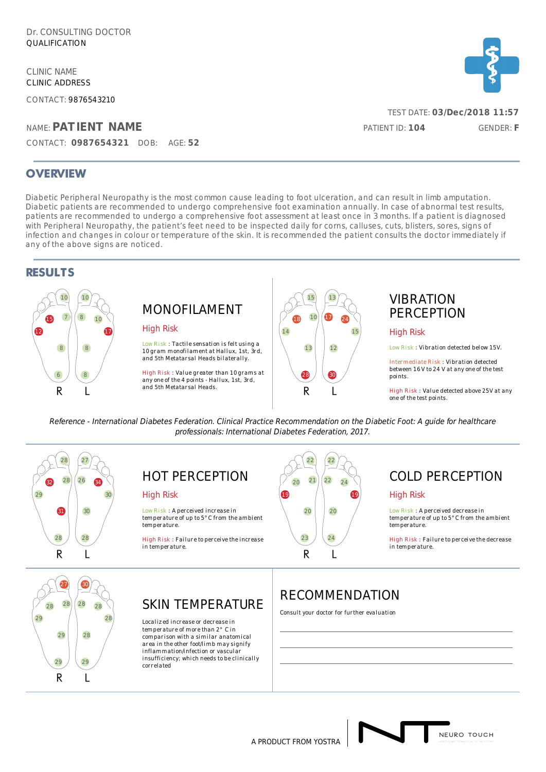Dr. CONSULTING DOCTOR
QUALIFICATION

CLINIC NAME
CLINIC ADDRESS

CONTACT: 9876543210

TEST DATE: **03/Dec/2018 11:57**

NAME: **PATIENT NAME**

PATIENT ID: **104**

GENDER: **F**

CONTACT: **0987654321** DOB: AGE: **52**

## OVERVIEW

Diabetic Peripheral Neuropathy is the most common cause leading to foot ulceration, and can result in limb amputation. Diabetic patients are recommended to undergo comprehensive foot examination annually. In case of abnormal test results, patients are recommended to undergo a comprehensive foot assessment at least once in 3 months. If a patient is diagnosed with Peripheral Neuropathy, the patient's feet need to be inspected daily for corns, calluses, cuts, blisters, sores, signs of infection and changes in colour or temperature of the skin. It is recommended the patient consults the doctor immediately if any of the above signs are noticed.

## RESULTS

R: 10, 15, 7, 12, 8, 6
L: 10, 8, 10, 17, 8, 8

### MONOFILAMENT

High Risk

Low Risk : Tactile sensation is felt using a 10gram monofilament at Hallux, 1st, 3rd, and 5th Metatarsal Heads bilaterally.

High Risk : Value greater than 10grams at any one of the 4 points - Hallux, 1st, 3rd, and 5th Metatarsal Heads.

R: 15, 18, 10, 14, 13, 28
L: 13, 17, 24, 15, 12, 30

### VIBRATION PERCEPTION

High Risk

Low Risk : Vibration detected below 15V.

Intermediate Risk : Vibration detected between 16V to 24 V at any one of the test points.

High Risk : Value detected above 25V at any one of the test points.

*Reference - International Diabetes Federation. Clinical Practice Recommendation on the Diabetic Foot: A guide for healthcare professionals: International Diabetes Federation, 2017.*

R: 28, 32, 28, 29, 31, 28
L: 27, 26, 34, 30, 30, 28

### HOT PERCEPTION

High Risk

Low Risk : A perceived increase in temperature of up to 5° C from the ambient temperature.

High Risk : Failure to perceive the increase in temperature.

R: 22, 20, 21, 19, 20, 23
L: 22, 22, 24, 19, 20, 24

### COLD PERCEPTION

High Risk

Low Risk : A perceived decrease in temperature of up to 5° C from the ambient temperature.

High Risk : Failure to perceive the decrease in temperature.

R: 27, 28, 28, 29, 29, 29
L: 30, 28, 28, 28, 28, 29

### SKIN TEMPERATURE

Localized increase or decrease in temperature of more than 2° C in comparison with a similar anatomical area in the other foot/limb may signify inflammation/infection or vascular insufficiency; which needs to be clinically correlated

### RECOMMENDATION

Consult your doctor for further evaluation

A PRODUCT FROM YOSTRA

NEURO TOUCH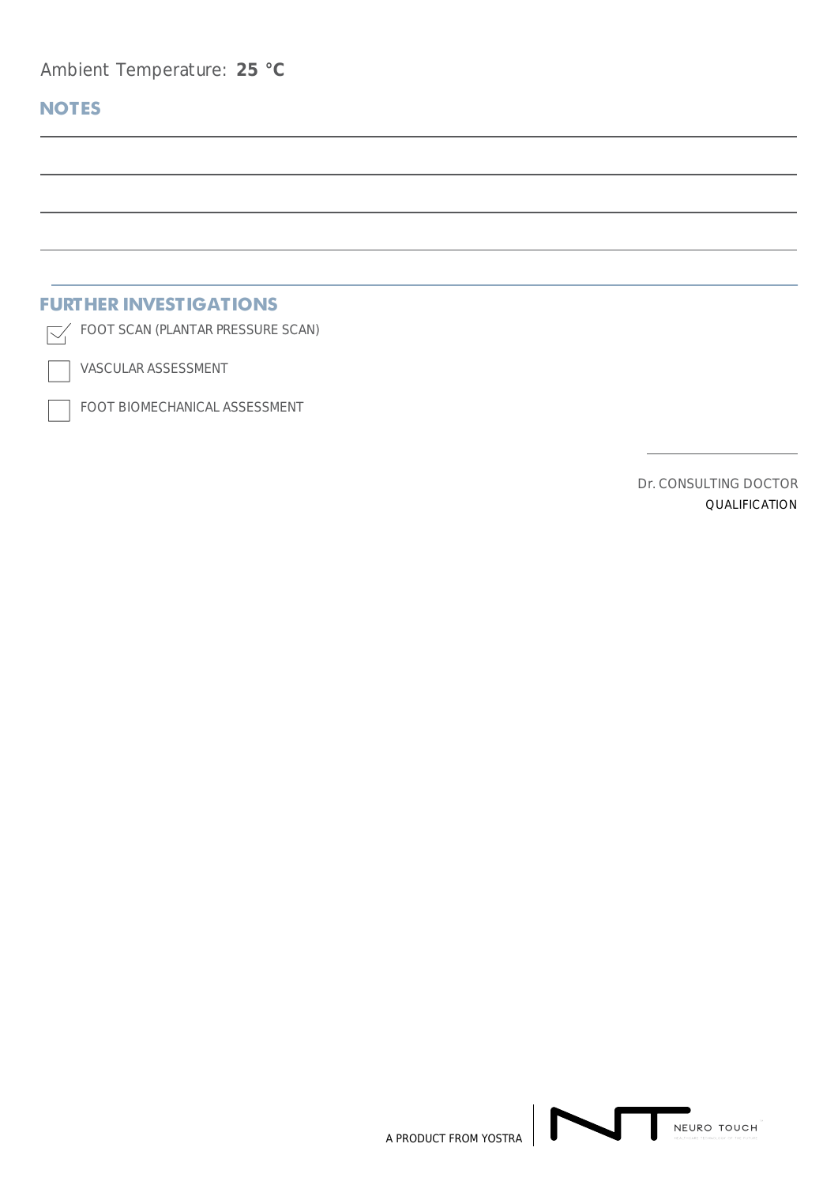Ambient Temperature: **25 °C**

## NOTES

## FURTHER INVESTIGATIONS

- [x] FOOT SCAN (PLANTAR PRESSURE SCAN)
- [ ] VASCULAR ASSESSMENT
- [ ] FOOT BIOMECHANICAL ASSESSMENT

Dr. CONSULTING DOCTOR
QUALIFICATION

A PRODUCT FROM YOSTRA

NEURO TOUCH